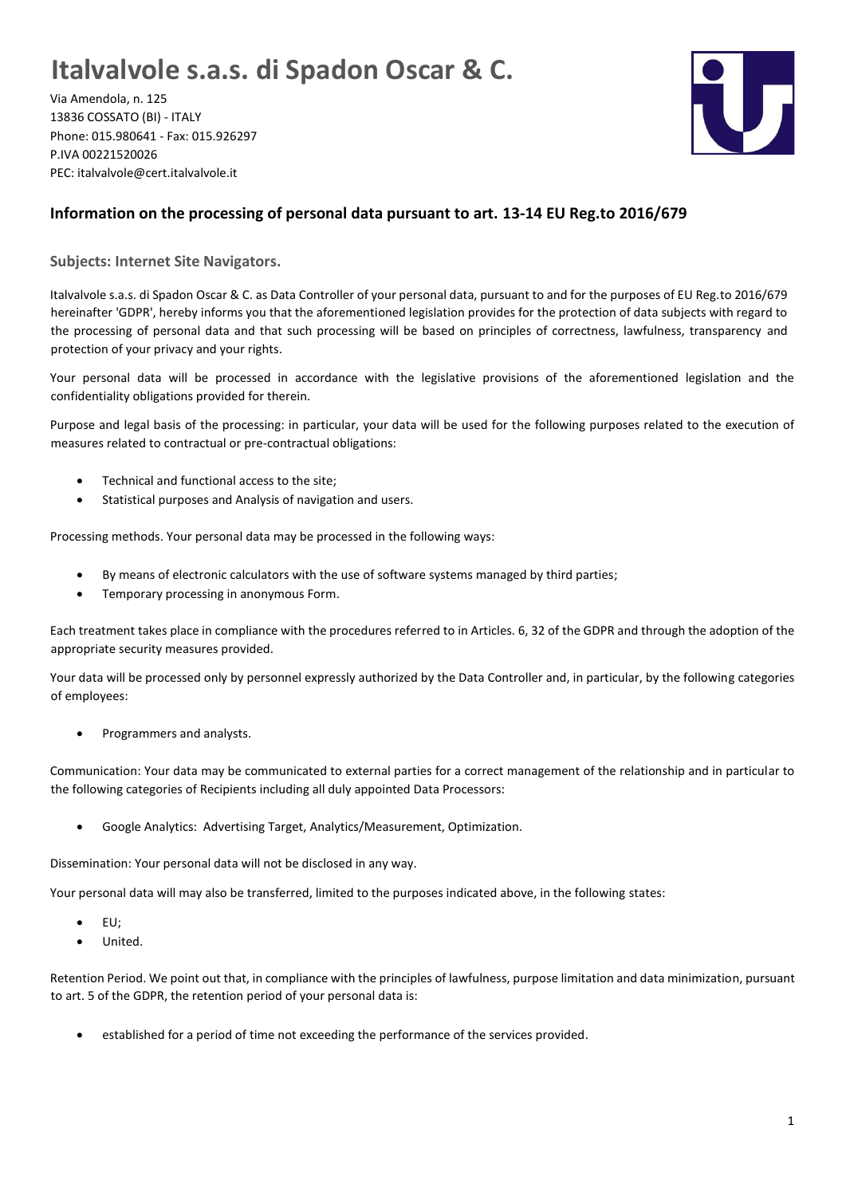# Italvalvole s.a.s. di Spadon Oscar & C.

Via Amendola, n. 125
13836 COSSATO (BI) - ITALY
Phone: 015.980641 - Fax: 015.926297
P.IVA 00221520026
PEC: italvalvole@cert.italvalvole.it

## Information on the processing of personal data pursuant to art. 13-14 EU Reg.to 2016/679

### Subjects: Internet Site Navigators.

Italvalvole s.a.s. di Spadon Oscar & C. as Data Controller of your personal data, pursuant to and for the purposes of EU Reg.to 2016/679 hereinafter 'GDPR', hereby informs you that the aforementioned legislation provides for the protection of data subjects with regard to the processing of personal data and that such processing will be based on principles of correctness, lawfulness, transparency and protection of your privacy and your rights.

Your personal data will be processed in accordance with the legislative provisions of the aforementioned legislation and the confidentiality obligations provided for therein.

Purpose and legal basis of the processing: in particular, your data will be used for the following purposes related to the execution of measures related to contractual or pre-contractual obligations:

- Technical and functional access to the site;
- Statistical purposes and Analysis of navigation and users.

Processing methods. Your personal data may be processed in the following ways:

- By means of electronic calculators with the use of software systems managed by third parties;
- Temporary processing in anonymous Form.

Each treatment takes place in compliance with the procedures referred to in Articles. 6, 32 of the GDPR and through the adoption of the appropriate security measures provided.

Your data will be processed only by personnel expressly authorized by the Data Controller and, in particular, by the following categories of employees:

- Programmers and analysts.

Communication: Your data may be communicated to external parties for a correct management of the relationship and in particular to the following categories of Recipients including all duly appointed Data Processors:

- Google Analytics: Advertising Target, Analytics/Measurement, Optimization.

Dissemination: Your personal data will not be disclosed in any way.

Your personal data will may also be transferred, limited to the purposes indicated above, in the following states:

- EU;
- United.

Retention Period. We point out that, in compliance with the principles of lawfulness, purpose limitation and data minimization, pursuant to art. 5 of the GDPR, the retention period of your personal data is:

- established for a period of time not exceeding the performance of the services provided.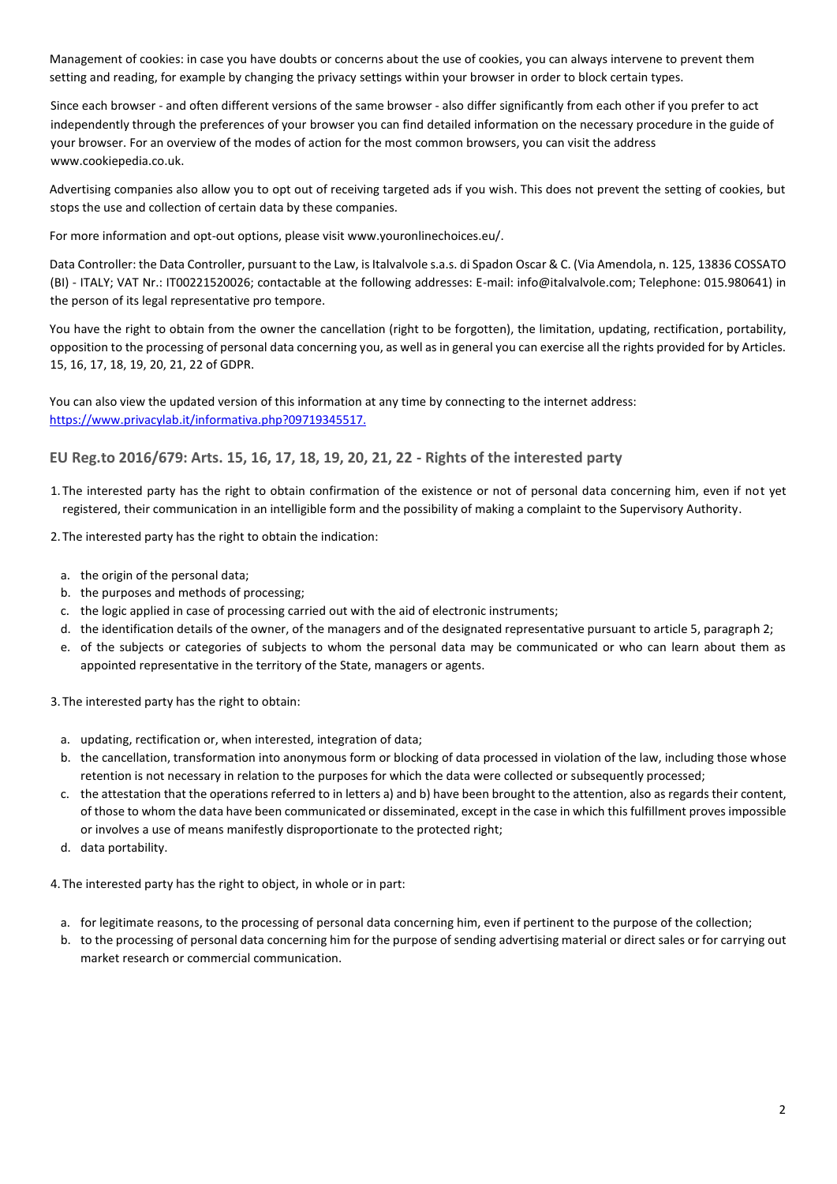Management of cookies: in case you have doubts or concerns about the use of cookies, you can always intervene to prevent them setting and reading, for example by changing the privacy settings within your browser in order to block certain types.

Since each browser - and often different versions of the same browser - also differ significantly from each other if you prefer to act independently through the preferences of your browser you can find detailed information on the necessary procedure in the guide of your browser. For an overview of the modes of action for the most common browsers, you can visit the address www.cookiepedia.co.uk.

Advertising companies also allow you to opt out of receiving targeted ads if you wish. This does not prevent the setting of cookies, but stops the use and collection of certain data by these companies.

For more information and opt-out options, please visit www.youronlinechoices.eu/.

Data Controller: the Data Controller, pursuant to the Law, is Italvalvole s.a.s. di Spadon Oscar & C. (Via Amendola, n. 125, 13836 COSSATO (BI) - ITALY; VAT Nr.: IT00221520026; contactable at the following addresses: E-mail: info@italvalvole.com; Telephone: 015.980641) in the person of its legal representative pro tempore.

You have the right to obtain from the owner the cancellation (right to be forgotten), the limitation, updating, rectification, portability, opposition to the processing of personal data concerning you, as well as in general you can exercise all the rights provided for by Articles. 15, 16, 17, 18, 19, 20, 21, 22 of GDPR.

You can also view the updated version of this information at any time by connecting to the internet address: [https://www.privacylab.it/informativa.php?09719345517.](https://www.privacylab.it/informativa.php?09719345517)

## EU Reg.to 2016/679: Arts. 15, 16, 17, 18, 19, 20, 21, 22 - Rights of the interested party

1. The interested party has the right to obtain confirmation of the existence or not of personal data concerning him, even if not yet registered, their communication in an intelligible form and the possibility of making a complaint to the Supervisory Authority.

2. The interested party has the right to obtain the indication:

   a. the origin of the personal data;
   b. the purposes and methods of processing;
   c. the logic applied in case of processing carried out with the aid of electronic instruments;
   d. the identification details of the owner, of the managers and of the designated representative pursuant to article 5, paragraph 2;
   e. of the subjects or categories of subjects to whom the personal data may be communicated or who can learn about them as appointed representative in the territory of the State, managers or agents.

3. The interested party has the right to obtain:

   a. updating, rectification or, when interested, integration of data;
   b. the cancellation, transformation into anonymous form or blocking of data processed in violation of the law, including those whose retention is not necessary in relation to the purposes for which the data were collected or subsequently processed;
   c. the attestation that the operations referred to in letters a) and b) have been brought to the attention, also as regards their content, of those to whom the data have been communicated or disseminated, except in the case in which this fulfillment proves impossible or involves a use of means manifestly disproportionate to the protected right;
   d. data portability.

4. The interested party has the right to object, in whole or in part:

   a. for legitimate reasons, to the processing of personal data concerning him, even if pertinent to the purpose of the collection;
   b. to the processing of personal data concerning him for the purpose of sending advertising material or direct sales or for carrying out market research or commercial communication.